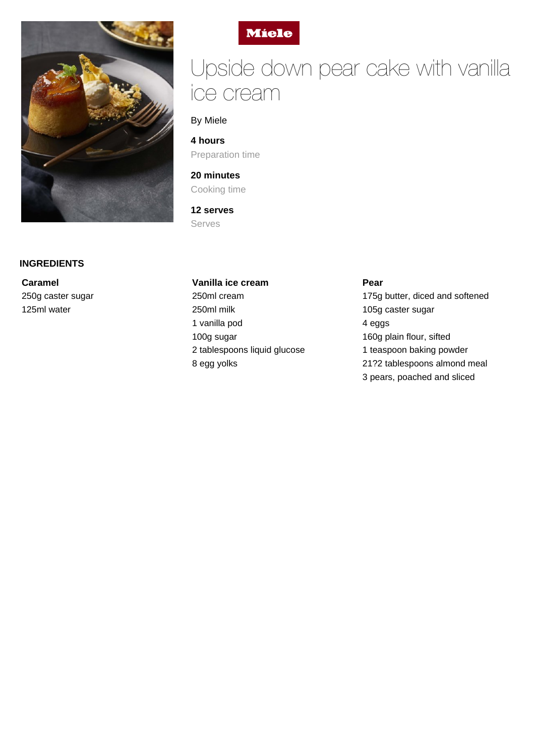Miele

# Upside down pear cake with vanilla ice cream

By Miele

**4 hours**
Preparation time

**20 minutes**
Cooking time

**12 serves**
Serves

## INGREDIENTS

### Caramel

250g caster sugar
125ml water

### Vanilla ice cream

250ml cream
250ml milk
1 vanilla pod
100g sugar
2 tablespoons liquid glucose
8 egg yolks

### Pear

175g butter, diced and softened
105g caster sugar
4 eggs
160g plain flour, sifted
1 teaspoon baking powder
21?2 tablespoons almond meal
3 pears, poached and sliced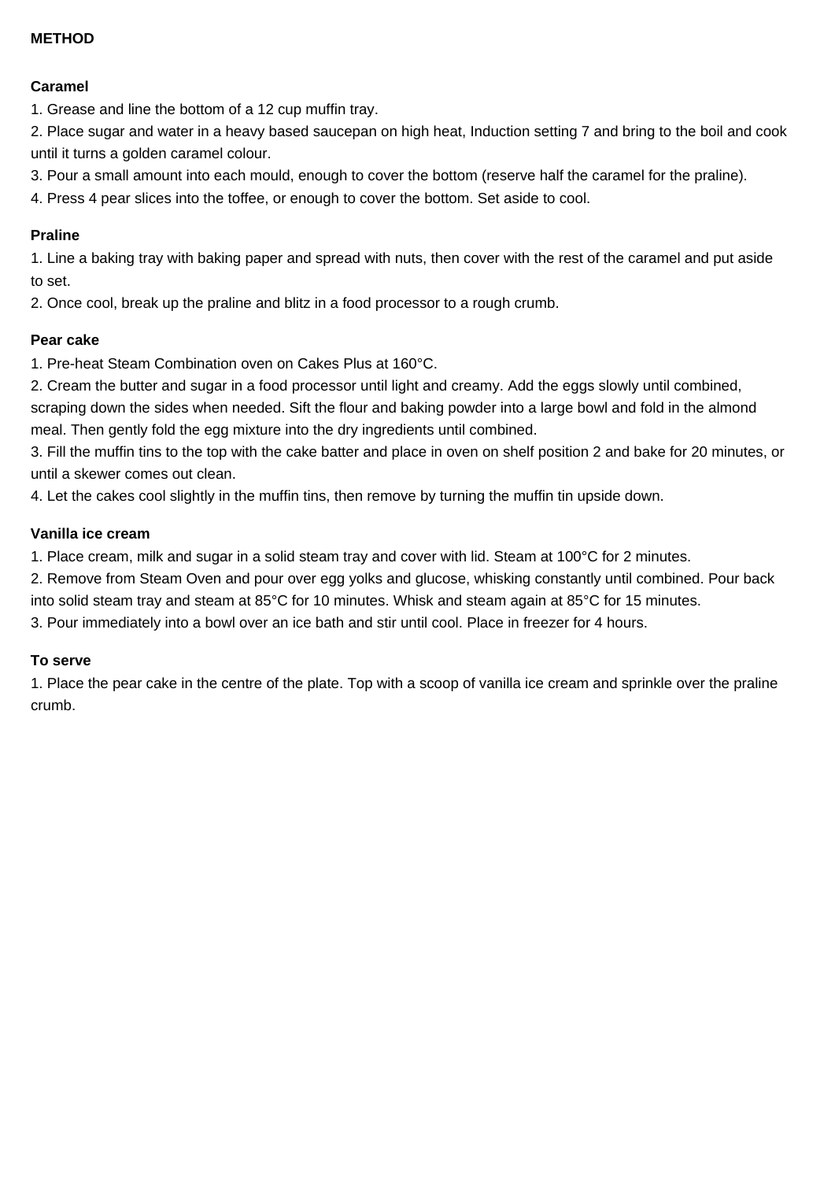**METHOD**

**Caramel**

1. Grease and line the bottom of a 12 cup muffin tray.
2. Place sugar and water in a heavy based saucepan on high heat, Induction setting 7 and bring to the boil and cook until it turns a golden caramel colour.
3. Pour a small amount into each mould, enough to cover the bottom (reserve half the caramel for the praline).
4. Press 4 pear slices into the toffee, or enough to cover the bottom. Set aside to cool.

**Praline**

1. Line a baking tray with baking paper and spread with nuts, then cover with the rest of the caramel and put aside to set.
2. Once cool, break up the praline and blitz in a food processor to a rough crumb.

**Pear cake**

1. Pre-heat Steam Combination oven on Cakes Plus at 160°C.
2. Cream the butter and sugar in a food processor until light and creamy. Add the eggs slowly until combined, scraping down the sides when needed. Sift the flour and baking powder into a large bowl and fold in the almond meal. Then gently fold the egg mixture into the dry ingredients until combined.
3. Fill the muffin tins to the top with the cake batter and place in oven on shelf position 2 and bake for 20 minutes, or until a skewer comes out clean.
4. Let the cakes cool slightly in the muffin tins, then remove by turning the muffin tin upside down.

**Vanilla ice cream**

1. Place cream, milk and sugar in a solid steam tray and cover with lid. Steam at 100°C for 2 minutes.
2. Remove from Steam Oven and pour over egg yolks and glucose, whisking constantly until combined. Pour back into solid steam tray and steam at 85°C for 10 minutes. Whisk and steam again at 85°C for 15 minutes.
3. Pour immediately into a bowl over an ice bath and stir until cool. Place in freezer for 4 hours.

**To serve**

1. Place the pear cake in the centre of the plate. Top with a scoop of vanilla ice cream and sprinkle over the praline crumb.